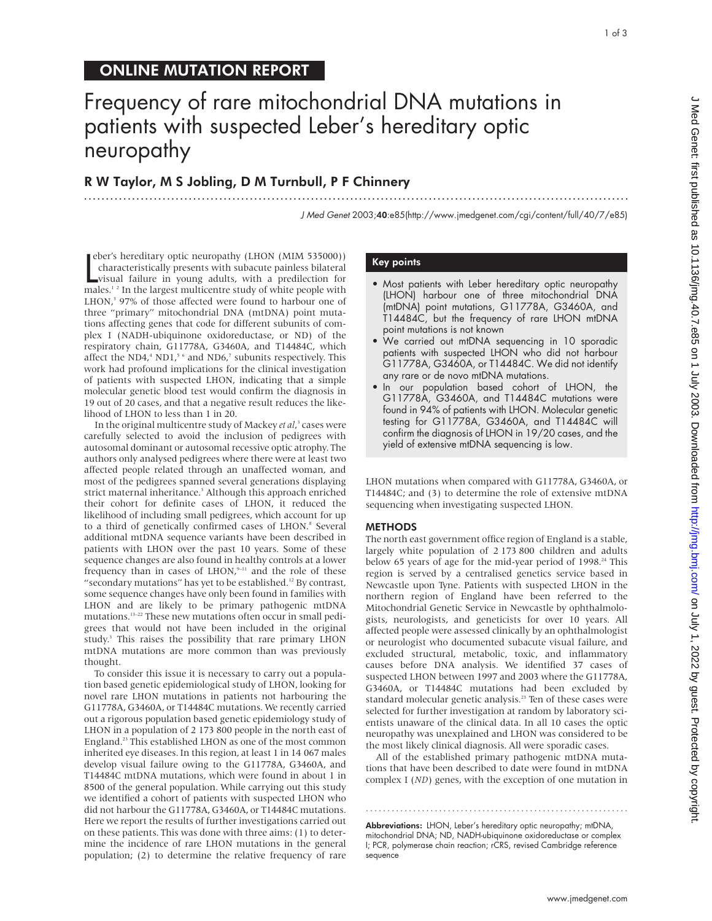ONLINE MUTATION REPORT

# Frequency of rare mitochondrial DNA mutations in patients with suspected Leber's hereditary optic neuropathy

## R W Taylor, M S Jobling, D M Turnbull, P F Chinnery

*J Med Genet* 2003;**40**:e85(http://www.jmedgenet.com/cgi/content/full/40/7/e85)

Leber's hereditary optic neuropathy (LHON (MIM 535000)) characteristically presents with subacute painless bilateral visual failure in young adults, with a predilection for males.[1 2] In the largest multicentre study of white people with LHON,[3] 97% of those affected were found to harbour one of three "primary" mitochondrial DNA (mtDNA) point mutations affecting genes that code for different subunits of complex I (NADH-ubiquinone oxidoreductase, or ND) of the respiratory chain, G11778A, G3460A, and T14484C, which affect the ND4,[4] ND1,[5 6] and ND6,[7] subunits respectively. This work had profound implications for the clinical investigation of patients with suspected LHON, indicating that a simple molecular genetic blood test would confirm the diagnosis in 19 out of 20 cases, and that a negative result reduces the likelihood of LHON to less than 1 in 20.

In the original multicentre study of Mackey *et al*,[3] cases were carefully selected to avoid the inclusion of pedigrees with autosomal dominant or autosomal recessive optic atrophy. The authors only analysed pedigrees where there were at least two affected people related through an unaffected woman, and most of the pedigrees spanned several generations displaying strict maternal inheritance.[3] Although this approach enriched their cohort for definite cases of LHON, it reduced the likelihood of including small pedigrees, which account for up to a third of genetically confirmed cases of LHON.[8] Several additional mtDNA sequence variants have been described in patients with LHON over the past 10 years. Some of these sequence changes are also found in healthy controls at a lower frequency than in cases of LHON,[9–11] and the role of these "secondary mutations" has yet to be established.[12] By contrast, some sequence changes have only been found in families with LHON and are likely to be primary pathogenic mtDNA mutations.[13–22] These new mutations often occur in small pedigrees that would not have been included in the original study.[3] This raises the possibility that rare primary LHON mtDNA mutations are more common than was previously thought.

To consider this issue it is necessary to carry out a population based genetic epidemiological study of LHON, looking for novel rare LHON mutations in patients not harbouring the G11778A, G3460A, or T14484C mutations. We recently carried out a rigorous population based genetic epidemiology study of LHON in a population of 2 173 800 people in the north east of England.[23] This established LHON as one of the most common inherited eye diseases. In this region, at least 1 in 14 067 males develop visual failure owing to the G11778A, G3460A, and T14484C mtDNA mutations, which were found in about 1 in 8500 of the general population. While carrying out this study we identified a cohort of patients with suspected LHON who did not harbour the G11778A, G3460A, or T14484C mutations. Here we report the results of further investigations carried out on these patients. This was done with three aims: (1) to determine the incidence of rare LHON mutations in the general population; (2) to determine the relative frequency of rare LHON mutations when compared with G11778A, G3460A, or T14484C; and (3) to determine the role of extensive mtDNA sequencing when investigating suspected LHON.

### Key points

- Most patients with Leber hereditary optic neuropathy (LHON) harbour one of three mitochondrial DNA (mtDNA) point mutations, G11778A, G3460A, and T14484C, but the frequency of rare LHON mtDNA point mutations is not known
- We carried out mtDNA sequencing in 10 sporadic patients with suspected LHON who did not harbour G11778A, G3460A, or T14484C. We did not identify any rare or de novo mtDNA mutations.
- In our population based cohort of LHON, the G11778A, G3460A, and T14484C mutations were found in 94% of patients with LHON. Molecular genetic testing for G11778A, G3460A, and T14484C will confirm the diagnosis of LHON in 19/20 cases, and the yield of extensive mtDNA sequencing is low.

## METHODS

The north east government office region of England is a stable, largely white population of 2 173 800 children and adults below 65 years of age for the mid-year period of 1998.[24] This region is served by a centralised genetics service based in Newcastle upon Tyne. Patients with suspected LHON in the northern region of England have been referred to the Mitochondrial Genetic Service in Newcastle by ophthalmologists, neurologists, and geneticists for over 10 years. All affected people were assessed clinically by an ophthalmologist or neurologist who documented subacute visual failure, and excluded structural, metabolic, toxic, and inflammatory causes before DNA analysis. We identified 37 cases of suspected LHON between 1997 and 2003 where the G11778A, G3460A, or T14484C mutations had been excluded by standard molecular genetic analysis.[23] Ten of these cases were selected for further investigation at random by laboratory scientists unaware of the clinical data. In all 10 cases the optic neuropathy was unexplained and LHON was considered to be the most likely clinical diagnosis. All were sporadic cases.

All of the established primary pathogenic mtDNA mutations that have been described to date were found in mtDNA complex I (*ND*) genes, with the exception of one mutation in

**Abbreviations:** LHON, Leber's hereditary optic neuropathy; mtDNA, mitochondrial DNA; ND, NADH-ubiquinone oxidoreductase or complex I; PCR, polymerase chain reaction; rCRS, revised Cambridge reference sequence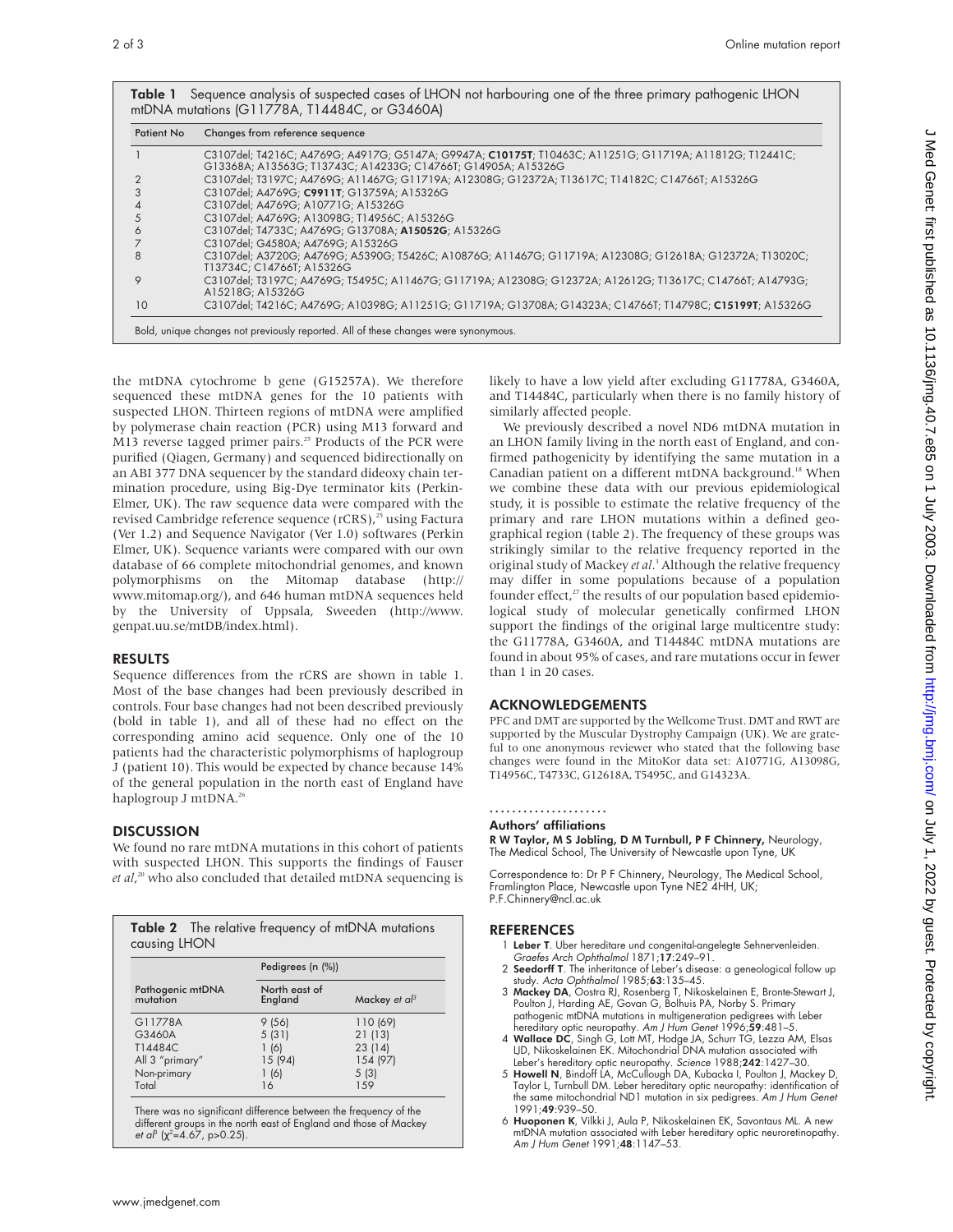**Table 1** Sequence analysis of suspected cases of LHON not harbouring one of the three primary pathogenic LHON mtDNA mutations (G11778A, T14484C, or G3460A)

| Patient No | Changes from reference sequence |
|---|---|
| 1 | C3107del; T4216C; A4769G; A4917G; G5147A; G9947A; **C10175T**; T10463C; A11251G; G11719A; A11812G; T12441C; G13368A; A13563G; T13743C; A14233G; C14766T; G14905A; A15326G |
| 2 | C3107del; T3197C; A4769G; A11467G; G11719A; A12308G; G12372A; T13617C; T14182C; C14766T; A15326G |
| 3 | C3107del; A4769G; **C9911T**; G13759A; A15326G |
| 4 | C3107del; A4769G; A10771G; A15326G |
| 5 | C3107del; A4769G; A13098G; T14956C; A15326G |
| 6 | C3107del; T4733C; A4769G; G13708A; **A15052G**; A15326G |
| 7 | C3107del; G4580A; A4769G; A15326G |
| 8 | C3107del; A3720G; A4769G; A5390G; T5426C; A10876G; A11467G; G11719A; A12308G; G12618A; G12372A; T13020C; T13734C; C14766T; A15326G |
| 9 | C3107del; T3197C; A4769G; T5495C; A11467G; G11719A; A12308G; G12372A; A12612G; T13617C; C14766T; A14793G; A15218G; A15326G |
| 10 | C3107del; T4216C; A4769G; A10398G; A11251G; G11719A; G13708A; G14323A; C14766T; T14798C; **C15199T**; A15326G |

Bold, unique changes not previously reported. All of these changes were synonymous.

the mtDNA cytochrome b gene (G15257A). We therefore sequenced these mtDNA genes for the 10 patients with suspected LHON. Thirteen regions of mtDNA were amplified by polymerase chain reaction (PCR) using M13 forward and M13 reverse tagged primer pairs.[25] Products of the PCR were purified (Qiagen, Germany) and sequenced bidirectionally on an ABI 377 DNA sequencer by the standard dideoxy chain termination procedure, using Big-Dye terminator kits (Perkin-Elmer, UK). The raw sequence data were compared with the revised Cambridge reference sequence (rCRS),[23] using Factura (Ver 1.2) and Sequence Navigator (Ver 1.0) softwares (Perkin Elmer, UK). Sequence variants were compared with our own database of 66 complete mitochondrial genomes, and known polymorphisms on the Mitomap database (http://www.mitomap.org/), and 646 human mtDNA sequences held by the University of Uppsala, Sweeden (http://www.genpat.uu.se/mtDB/index.html).

## RESULTS

Sequence differences from the rCRS are shown in table 1. Most of the base changes had been previously described in controls. Four base changes had not been described previously (bold in table 1), and all of these had no effect on the corresponding amino acid sequence. Only one of the 10 patients had the characteristic polymorphisms of haplogroup J (patient 10). This would be expected by chance because 14% of the general population in the north east of England have haplogroup J mtDNA.[26]

## DISCUSSION

We found no rare mtDNA mutations in this cohort of patients with suspected LHON. This supports the findings of Fauser *et al*,[20] who also concluded that detailed mtDNA sequencing is likely to have a low yield after excluding G11778A, G3460A, and T14484C, particularly when there is no family history of similarly affected people.

We previously described a novel ND6 mtDNA mutation in an LHON family living in the north east of England, and confirmed pathogenicity by identifying the same mutation in a Canadian patient on a different mtDNA background.[18] When we combine these data with our previous epidemiological study, it is possible to estimate the relative frequency of the primary and rare LHON mutations within a defined geographical region (table 2). The frequency of these groups was strikingly similar to the relative frequency reported in the original study of Mackey *et al*.[3] Although the relative frequency may differ in some populations because of a population founder effect,[27] the results of our population based epidemiological study of molecular genetically confirmed LHON support the findings of the original large multicentre study: the G11778A, G3460A, and T14484C mtDNA mutations are found in about 95% of cases, and rare mutations occur in fewer than 1 in 20 cases.

**Table 2** The relative frequency of mtDNA mutations causing LHON

| Pathogenic mtDNA mutation | Pedigrees (n (%)) | |
|---|---|---|
| | North east of England | Mackey *et al*[3] |
| G11778A | 9 (56) | 110 (69) |
| G3460A | 5 (31) | 21 (13) |
| T14484C | 1 (6) | 23 (14) |
| All 3 "primary" | 15 (94) | 154 (97) |
| Non-primary | 1 (6) | 5 (3) |
| Total | 16 | 159 |

There was no significant difference between the frequency of the different groups in the north east of England and those of Mackey *et al*[3] ($\chi^2$=4.67, p>0.25).

## ACKNOWLEDGEMENTS

PFC and DMT are supported by the Wellcome Trust. DMT and RWT are supported by the Muscular Dystrophy Campaign (UK). We are grateful to one anonymous reviewer who stated that the following base changes were found in the MitoKor data set: A10771G, A13098G, T14956C, T4733C, G12618A, T5495C, and G14323A.

### Authors' affiliations

**R W Taylor, M S Jobling, D M Turnbull, P F Chinnery,** Neurology, The Medical School, The University of Newcastle upon Tyne, UK

Correspondence to: Dr P F Chinnery, Neurology, The Medical School, Framlington Place, Newcastle upon Tyne NE2 4HH, UK; P.F.Chinnery@ncl.ac.uk

## REFERENCES

1. **Leber T**. Uber hereditare und congenital-angelegte Sehnervenleiden. *Graefes Arch Ophthalmol* 1871;**17**:249–91.
2. **Seedorff T**. The inheritance of Leber's disease: a geneological follow up study. *Acta Ophthalmol* 1985;**63**:135–45.
3. **Mackey DA**, Oostra RJ, Rosenberg T, Nikoskelainen E, Bronte-Stewart J, Poulton J, Harding AE, Govan G, Bolhuis PA, Norby S. Primary pathogenic mtDNA mutations in multigeneration pedigrees with Leber hereditary optic neuropathy. *Am J Hum Genet* 1996;**59**:481–5.
4. **Wallace DC**, Singh G, Lott MT, Hodge JA, Schurr TG, Lezza AM, Elsas LJD, Nikoskelainen EK. Mitochondrial DNA mutation associated with Leber's hereditary optic neuropathy. *Science* 1988;**242**:1427–30.
5. **Howell N**, Bindoff LA, McCullough DA, Kubacka I, Poulton J, Mackey D, Taylor L, Turnbull DM. Leber hereditary optic neuropathy: identification of the same mitochondrial ND1 mutation in six pedigrees. *Am J Hum Genet* 1991;**49**:939–50.
6. **Huoponen K**, Vilkki J, Aula P, Nikoskelainen EK, Savontaus ML. A new mtDNA mutation associated with Leber hereditary optic neuroretinopathy. *Am J Hum Genet* 1991;**48**:1147–53.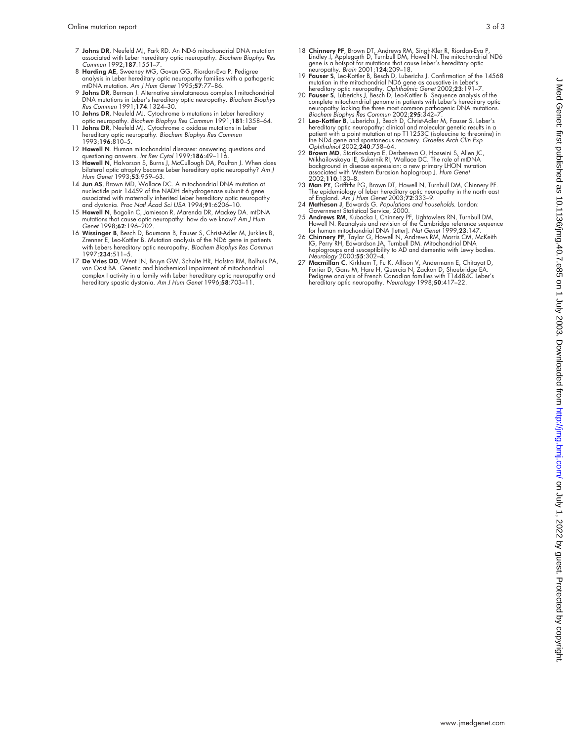7 **Johns DR**, Neufeld MJ, Park RD. An ND-6 mitochondrial DNA mutation associated with Leber hereditary optic neuropathy. *Biochem Biophys Res Commun* 1992;**187**:1551–7.

8 **Harding AE**, Sweeney MG, Govan GG, Riordan-Eva P. Pedigree analysis in Leber hereditary optic neuropathy families with a pathogenic mtDNA mutation. *Am J Hum Genet* 1995;**57**:77–86.

9 **Johns DR**, Berman J. Alternative simulataneous complex I mitochondrial DNA mutations in Leber's hereditary optic neuropathy. *Biochem Biophys Res Commun* 1991;**174**:1324–30.

10 **Johns DR**, Neufeld MJ. Cytochrome b mutations in Leber hereditary optic neuropathy. *Biochem Biophys Res Commun* 1991;**181**:1358–64.

11 **Johns DR**, Neufeld MJ. Cytochrome c oxidase mutations in Leber hereditary optic neuropathy. *Biochem Biophys Res Commun* 1993;**196**:810–5.

12 **Howell N**. Human mitochondrial diseases: answering questions and questioning answers. *Int Rev Cytol* 1999;**186**:49–116.

13 **Howell N**, Halvorson S, Burns J, McCullough DA, Paulton J. When does bilateral optic atrophy become Leber hereditary optic neuropathy? *Am J Hum Genet* 1993;**53**:959–63.

14 **Jun AS**, Brown MD, Wallace DC. A mitochondrial DNA mutation at nucleotide pair 14459 of the NADH dehydrogenase subunit 6 gene associated with maternally inherited Leber hereditary optic neuropathy and dystonia. *Proc Natl Acad Sci USA* 1994;**91**:6206–10.

15 **Howell N**, Bogolin C, Jamieson R, Marenda DR, Mackey DA. mtDNA mutations that cause optic neuropathy: how do we know? *Am J Hum Genet* 1998;**62**:196–202.

16 **Wissinger B**, Besch D, Baumann B, Fauser S, Christ-Adler M, Jurklies B, Zrenner E, Leo-Kottler B. Mutation analysis of the ND6 gene in patients with Lebers hereditary optic neuropathy. *Biochem Biophys Res Commun* 1997;**234**:511–5.

17 **De Vries DD**, Went LN, Bruyn GW, Scholte HR, Hofstra RM, Bolhuis PA, van Oost BA. Genetic and biochemical impairment of mitochondrial complex I activity in a family with Leber hereditary optic neuropathy and hereditary spastic dystonia. *Am J Hum Genet* 1996;**58**:703–11.

18 **Chinnery PF**, Brown DT, Andrews RM, Singh-Kler R, Riordan-Eva P, Lindley J, Applegarth D, Turnbull DM, Howell N. The mitochondrial ND6 gene is a hotspot for mutations that cause Leber's hereditary optic neuropathy. *Brain* 2001;**124**:209–18.

19 **Fauser S**, Leo-Kottler B, Besch D, Luberichs J. Confirmation of the 14568 mutation in the mitochondrial ND6 gene as causative in Leber's hereditary optic neuropathy. *Ophthalmic Genet* 2002;**23**:191–7.

20 **Fauser S**, Luberichs J, Besch D, Leo-Kottler B. Sequence analysis of the complete mitochondrial genome in patients with Leber's hereditary optic neuropathy lacking the three most common pathogenic DNA mutations. *Biochem Biophys Res Commun* 2002;**295**:342–7.

21 **Leo-Kottler B**, Luberichs J, Besch D, Christ-Adler M, Fauser S. Leber's hereditary optic neuropathy: clinical and molecular genetic results in a patient with a point mutation at np T11253C (isoleucine to threonine) in the ND4 gene and spontaneous recovery. *Graefes Arch Clin Exp Ophthalmol* 2002;**240**:758–64.

22 **Brown MD**, Starikovskaya E, Derbeneva O, Hosseini S, Allen JC, Mikhailovskaya IE, Sukernik RI, Wallace DC. The role of mtDNA background in disease expression: a new primary LHON mutation associated with Western Eurasian haplogroup J. *Hum Genet* 2002;**110**:130–8.

23 **Man PY**, Griffiths PG, Brown DT, Howell N, Turnbull DM, Chinnery PF. The epidemiology of leber hereditary optic neuropathy in the north east of England. *Am J Hum Genet* 2003;**72**:333–9.

24 **Matheson J**, Edwards G. *Populations and households*. London: Government Statistical Service, 2000.

25 **Andrews RM**, Kubacka I, Chinnery PF, Lightowlers RN, Turnbull DM, Howell N. Reanalysis and revision of the Cambridge reference sequence for human mitochondrial DNA [letter]. *Nat Genet* 1999;**23**:147.

26 **Chinnery PF**, Taylor G, Howell N, Andrews RM, Morris CM, McKeith IG, Perry RH, Edwardson JA, Turnbull DM. Mitochondrial DNA haplogroups and susceptibility to AD and dementia with Lewy bodies. *Neurology* 2000;**55**:302–4.

27 **Macmillan C**, Kirkham T, Fu K, Allison V, Andermann E, Chitayat D, Fortier D, Gans M, Hare H, Quercia N, Zackon D, Shoubridge EA. Pedigree analysis of French Canadian families with T14484C Leber's hereditary optic neuropathy. *Neurology* 1998;**50**:417–22.